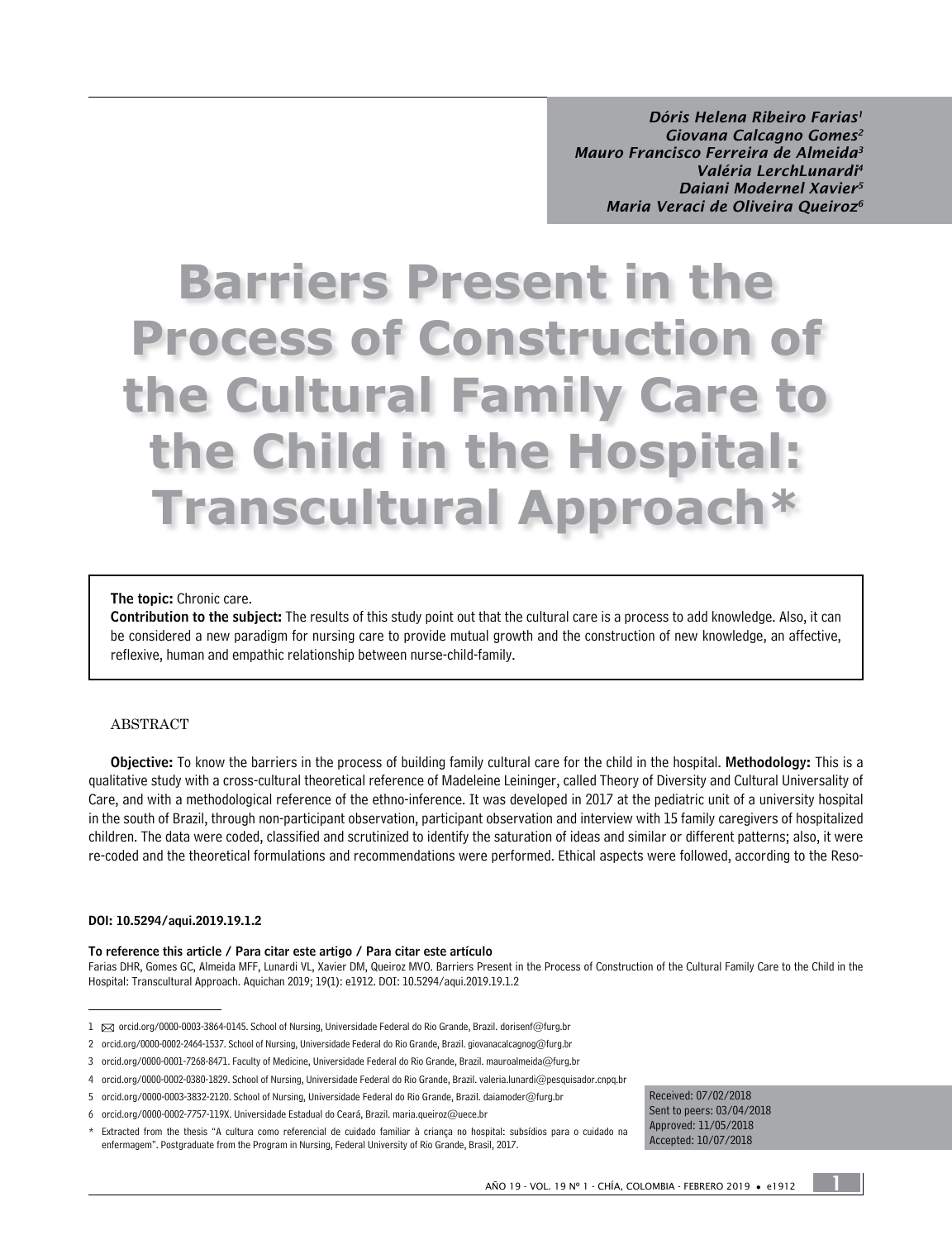*Dóris Helena Ribeiro Farias*[1]
*Giovana Calcagno Gomes*[2]
*Mauro Francisco Ferreira de Almeida*[3]
*Valéria LerchLunardi*[4]
*Daiani Modernel Xavier*[5]
*Maria Veraci de Oliveira Queiroz*[6]

# Barriers Present in the Process of Construction of the Cultural Family Care to the Child in the Hospital: Transcultural Approach*

**The topic:** Chronic care.

**Contribution to the subject:** The results of this study point out that the cultural care is a process to add knowledge. Also, it can be considered a new paradigm for nursing care to provide mutual growth and the construction of new knowledge, an affective, reflexive, human and empathic relationship between nurse-child-family.

## ABSTRACT

**Objective:** To know the barriers in the process of building family cultural care for the child in the hospital. **Methodology:** This is a qualitative study with a cross-cultural theoretical reference of Madeleine Leininger, called Theory of Diversity and Cultural Universality of Care, and with a methodological reference of the ethno-inference. It was developed in 2017 at the pediatric unit of a university hospital in the south of Brazil, through non-participant observation, participant observation and interview with 15 family caregivers of hospitalized children. The data were coded, classified and scrutinized to identify the saturation of ideas and similar or different patterns; also, it were re-coded and the theoretical formulations and recommendations were performed. Ethical aspects were followed, according to the Reso-

**DOI: 10.5294/aqui.2019.19.1.2**

**To reference this article / Para citar este artigo / Para citar este artículo**

Farias DHR, Gomes GC, Almeida MFF, Lunardi VL, Xavier DM, Queiroz MVO. Barriers Present in the Process of Construction of the Cultural Family Care to the Child in the Hospital: Transcultural Approach. Aquichan 2019; 19(1): e1912. DOI: 10.5294/aqui.2019.19.1.2

Received: 07/02/2018
Sent to peers: 03/04/2018
Approved: 11/05/2018
Accepted: 10/07/2018

---

1 ✉ orcid.org/0000-0003-3864-0145. School of Nursing, Universidade Federal do Rio Grande, Brazil. dorisenf@furg.br

2 orcid.org/0000-0002-2464-1537. School of Nursing, Universidade Federal do Rio Grande, Brazil. giovanacalcagnog@furg.br

3 orcid.org/0000-0001-7268-8471. Faculty of Medicine, Universidade Federal do Rio Grande, Brazil. mauroalmeida@furg.br

4 orcid.org/0000-0002-0380-1829. School of Nursing, Universidade Federal do Rio Grande, Brazil. valeria.lunardi@pesquisador.cnpq.br

5 orcid.org/0000-0003-3832-2120. School of Nursing, Universidade Federal do Rio Grande, Brazil. daiamoder@furg.br

6 orcid.org/0000-0002-7757-119X. Universidade Estadual do Ceará, Brazil. maria.queiroz@uece.br

\* Extracted from the thesis "A cultura como referencial de cuidado familiar à criança no hospital: subsídios para o cuidado na enfermagem". Postgraduate from the Program in Nursing, Federal University of Rio Grande, Brasil, 2017.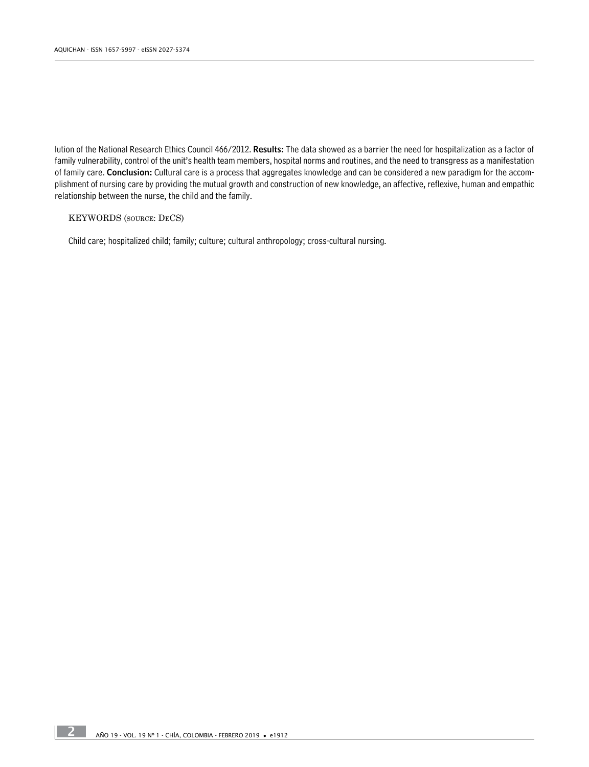lution of the National Research Ethics Council 466/2012. **Results:** The data showed as a barrier the need for hospitalization as a factor of family vulnerability, control of the unit's health team members, hospital norms and routines, and the need to transgress as a manifestation of family care. **Conclusion:** Cultural care is a process that aggregates knowledge and can be considered a new paradigm for the accomplishment of nursing care by providing the mutual growth and construction of new knowledge, an affective, reflexive, human and empathic relationship between the nurse, the child and the family.

KEYWORDS (SOURCE: DECS)

Child care; hospitalized child; family; culture; cultural anthropology; cross-cultural nursing.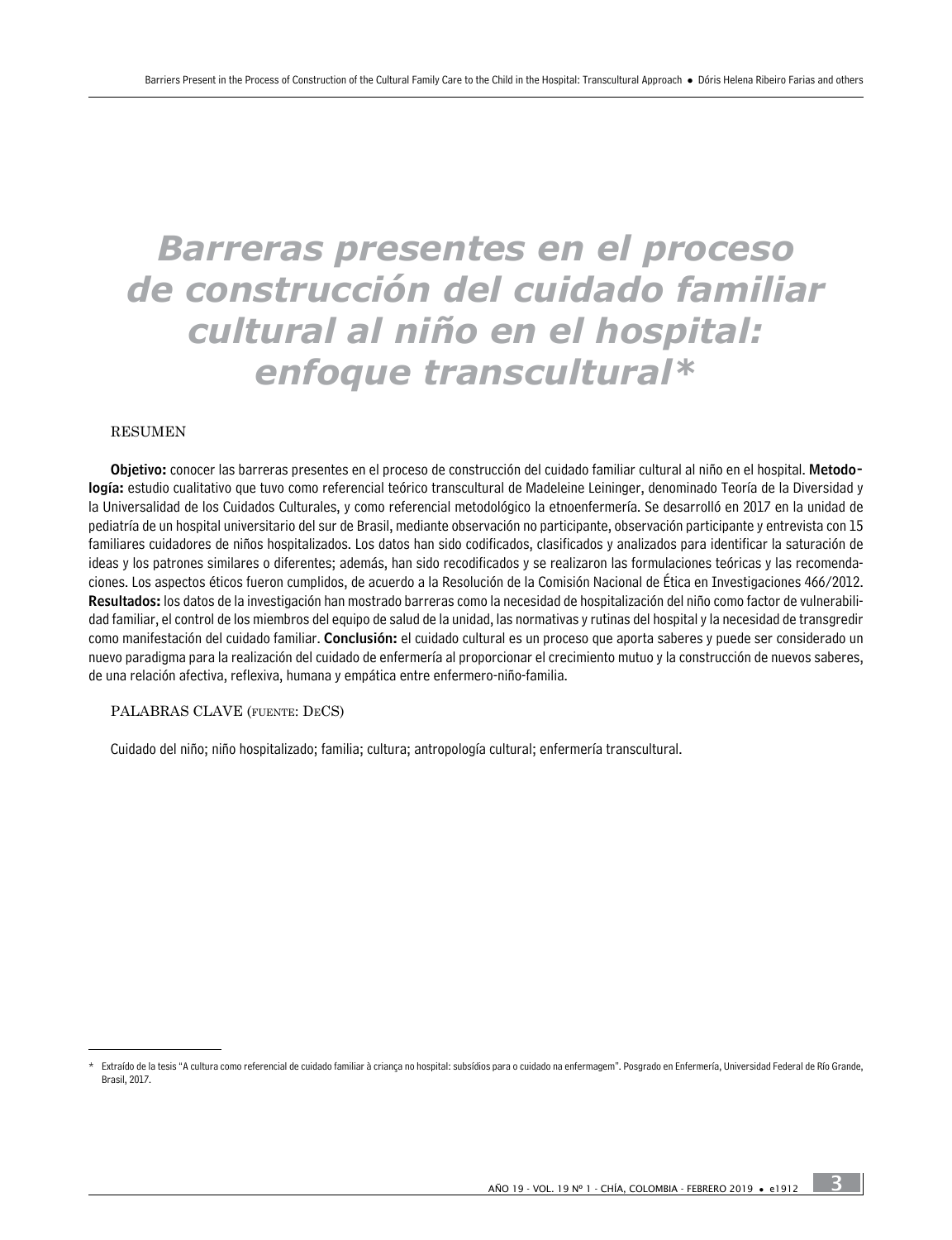# Barreras presentes en el proceso de construcción del cuidado familiar cultural al niño en el hospital: enfoque transcultural*

## RESUMEN

**Objetivo:** conocer las barreras presentes en el proceso de construcción del cuidado familiar cultural al niño en el hospital. **Metodología:** estudio cualitativo que tuvo como referencial teórico transcultural de Madeleine Leininger, denominado Teoría de la Diversidad y la Universalidad de los Cuidados Culturales, y como referencial metodológico la etnoenfermería. Se desarrolló en 2017 en la unidad de pediatría de un hospital universitario del sur de Brasil, mediante observación no participante, observación participante y entrevista con 15 familiares cuidadores de niños hospitalizados. Los datos han sido codificados, clasificados y analizados para identificar la saturación de ideas y los patrones similares o diferentes; además, han sido recodificados y se realizaron las formulaciones teóricas y las recomendaciones. Los aspectos éticos fueron cumplidos, de acuerdo a la Resolución de la Comisión Nacional de Ética en Investigaciones 466/2012. **Resultados:** los datos de la investigación han mostrado barreras como la necesidad de hospitalización del niño como factor de vulnerabilidad familiar, el control de los miembros del equipo de salud de la unidad, las normativas y rutinas del hospital y la necesidad de transgredir como manifestación del cuidado familiar. **Conclusión:** el cuidado cultural es un proceso que aporta saberes y puede ser considerado un nuevo paradigma para la realización del cuidado de enfermería al proporcionar el crecimiento mutuo y la construcción de nuevos saberes, de una relación afectiva, reflexiva, humana y empática entre enfermero-niño-familia.

## PALABRAS CLAVE (FUENTE: DECS)

Cuidado del niño; niño hospitalizado; familia; cultura; antropología cultural; enfermería transcultural.

---

\* Extraído de la tesis "A cultura como referencial de cuidado familiar à criança no hospital: subsídios para o cuidado na enfermagem". Posgrado en Enfermería, Universidad Federal de Río Grande, Brasil, 2017.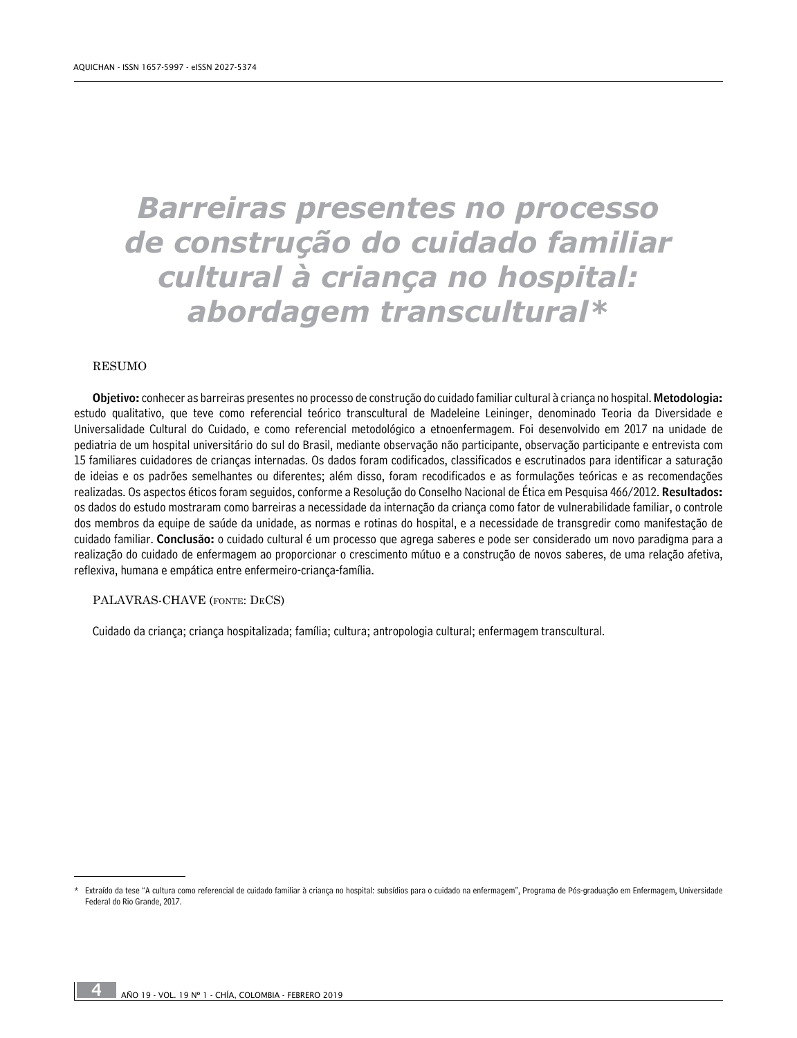# Barreiras presentes no processo de construção do cuidado familiar cultural à criança no hospital: abordagem transcultural*

RESUMO

**Objetivo:** conhecer as barreiras presentes no processo de construção do cuidado familiar cultural à criança no hospital. **Metodologia:** estudo qualitativo, que teve como referencial teórico transcultural de Madeleine Leininger, denominado Teoria da Diversidade e Universalidade Cultural do Cuidado, e como referencial metodológico a etnoenfermagem. Foi desenvolvido em 2017 na unidade de pediatria de um hospital universitário do sul do Brasil, mediante observação não participante, observação participante e entrevista com 15 familiares cuidadores de crianças internadas. Os dados foram codificados, classificados e escrutinados para identificar a saturação de ideias e os padrões semelhantes ou diferentes; além disso, foram recodificados e as formulações teóricas e as recomendações realizadas. Os aspectos éticos foram seguidos, conforme a Resolução do Conselho Nacional de Ética em Pesquisa 466/2012. **Resultados:** os dados do estudo mostraram como barreiras a necessidade da internação da criança como fator de vulnerabilidade familiar, o controle dos membros da equipe de saúde da unidade, as normas e rotinas do hospital, e a necessidade de transgredir como manifestação de cuidado familiar. **Conclusão:** o cuidado cultural é um processo que agrega saberes e pode ser considerado um novo paradigma para a realização do cuidado de enfermagem ao proporcionar o crescimento mútuo e a construção de novos saberes, de uma relação afetiva, reflexiva, humana e empática entre enfermeiro-criança-família.

PALAVRAS-CHAVE (FONTE: DeCS)

Cuidado da criança; criança hospitalizada; família; cultura; antropologia cultural; enfermagem transcultural.

---

\* Extraído da tese "A cultura como referencial de cuidado familiar à criança no hospital: subsídios para o cuidado na enfermagem", Programa de Pós-graduação em Enfermagem, Universidade Federal do Rio Grande, 2017.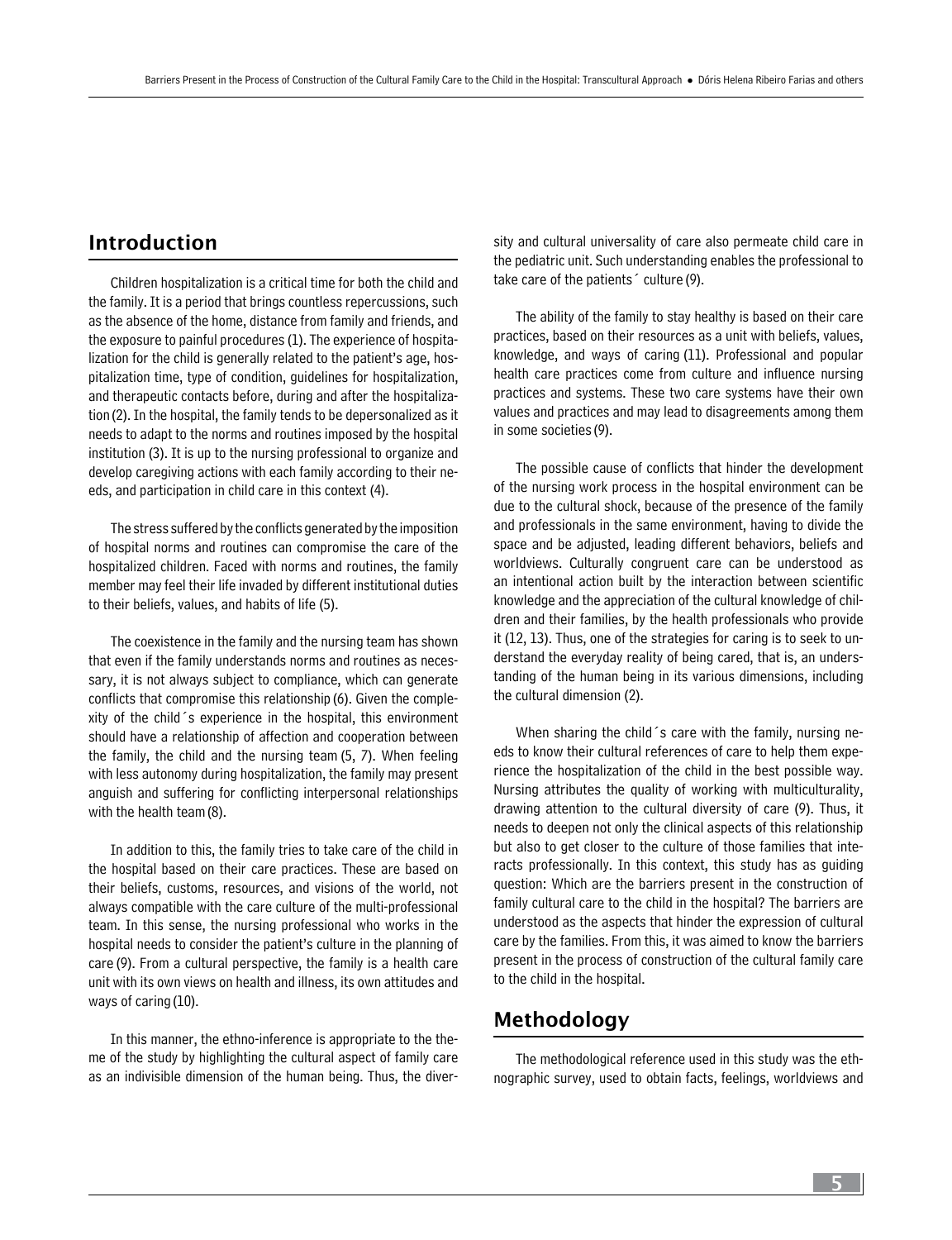## Introduction

Children hospitalization is a critical time for both the child and the family. It is a period that brings countless repercussions, such as the absence of the home, distance from family and friends, and the exposure to painful procedures (1). The experience of hospitalization for the child is generally related to the patient's age, hospitalization time, type of condition, guidelines for hospitalization, and therapeutic contacts before, during and after the hospitalization (2). In the hospital, the family tends to be depersonalized as it needs to adapt to the norms and routines imposed by the hospital institution (3). It is up to the nursing professional to organize and develop caregiving actions with each family according to their needs, and participation in child care in this context (4).

The stress suffered by the conflicts generated by the imposition of hospital norms and routines can compromise the care of the hospitalized children. Faced with norms and routines, the family member may feel their life invaded by different institutional duties to their beliefs, values, and habits of life (5).

The coexistence in the family and the nursing team has shown that even if the family understands norms and routines as necessary, it is not always subject to compliance, which can generate conflicts that compromise this relationship (6). Given the complexity of the child´s experience in the hospital, this environment should have a relationship of affection and cooperation between the family, the child and the nursing team (5, 7). When feeling with less autonomy during hospitalization, the family may present anguish and suffering for conflicting interpersonal relationships with the health team (8).

In addition to this, the family tries to take care of the child in the hospital based on their care practices. These are based on their beliefs, customs, resources, and visions of the world, not always compatible with the care culture of the multi-professional team. In this sense, the nursing professional who works in the hospital needs to consider the patient's culture in the planning of care (9). From a cultural perspective, the family is a health care unit with its own views on health and illness, its own attitudes and ways of caring (10).

In this manner, the ethno-inference is appropriate to the theme of the study by highlighting the cultural aspect of family care as an indivisible dimension of the human being. Thus, the diversity and cultural universality of care also permeate child care in the pediatric unit. Such understanding enables the professional to take care of the patients´ culture (9).

The ability of the family to stay healthy is based on their care practices, based on their resources as a unit with beliefs, values, knowledge, and ways of caring (11). Professional and popular health care practices come from culture and influence nursing practices and systems. These two care systems have their own values and practices and may lead to disagreements among them in some societies (9).

The possible cause of conflicts that hinder the development of the nursing work process in the hospital environment can be due to the cultural shock, because of the presence of the family and professionals in the same environment, having to divide the space and be adjusted, leading different behaviors, beliefs and worldviews. Culturally congruent care can be understood as an intentional action built by the interaction between scientific knowledge and the appreciation of the cultural knowledge of children and their families, by the health professionals who provide it (12, 13). Thus, one of the strategies for caring is to seek to understand the everyday reality of being cared, that is, an understanding of the human being in its various dimensions, including the cultural dimension (2).

When sharing the child´s care with the family, nursing needs to know their cultural references of care to help them experience the hospitalization of the child in the best possible way. Nursing attributes the quality of working with multiculturality, drawing attention to the cultural diversity of care (9). Thus, it needs to deepen not only the clinical aspects of this relationship but also to get closer to the culture of those families that interacts professionally. In this context, this study has as guiding question: Which are the barriers present in the construction of family cultural care to the child in the hospital? The barriers are understood as the aspects that hinder the expression of cultural care by the families. From this, it was aimed to know the barriers present in the process of construction of the cultural family care to the child in the hospital.

## Methodology

The methodological reference used in this study was the ethnographic survey, used to obtain facts, feelings, worldviews and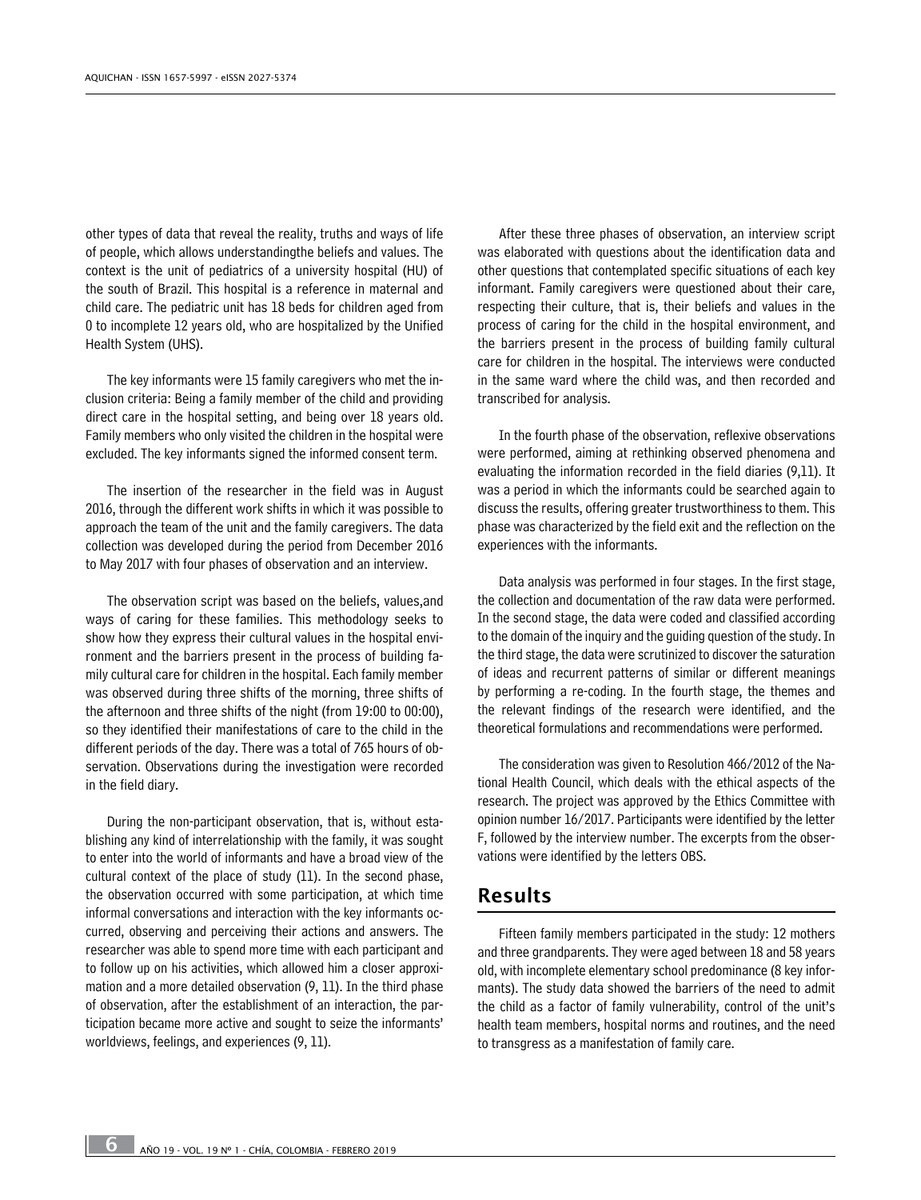other types of data that reveal the reality, truths and ways of life of people, which allows understandingthe beliefs and values. The context is the unit of pediatrics of a university hospital (HU) of the south of Brazil. This hospital is a reference in maternal and child care. The pediatric unit has 18 beds for children aged from 0 to incomplete 12 years old, who are hospitalized by the Unified Health System (UHS).

The key informants were 15 family caregivers who met the inclusion criteria: Being a family member of the child and providing direct care in the hospital setting, and being over 18 years old. Family members who only visited the children in the hospital were excluded. The key informants signed the informed consent term.

The insertion of the researcher in the field was in August 2016, through the different work shifts in which it was possible to approach the team of the unit and the family caregivers. The data collection was developed during the period from December 2016 to May 2017 with four phases of observation and an interview.

The observation script was based on the beliefs, values,and ways of caring for these families. This methodology seeks to show how they express their cultural values in the hospital environment and the barriers present in the process of building family cultural care for children in the hospital. Each family member was observed during three shifts of the morning, three shifts of the afternoon and three shifts of the night (from 19:00 to 00:00), so they identified their manifestations of care to the child in the different periods of the day. There was a total of 765 hours of observation. Observations during the investigation were recorded in the field diary.

During the non-participant observation, that is, without establishing any kind of interrelationship with the family, it was sought to enter into the world of informants and have a broad view of the cultural context of the place of study (11). In the second phase, the observation occurred with some participation, at which time informal conversations and interaction with the key informants occurred, observing and perceiving their actions and answers. The researcher was able to spend more time with each participant and to follow up on his activities, which allowed him a closer approximation and a more detailed observation (9, 11). In the third phase of observation, after the establishment of an interaction, the participation became more active and sought to seize the informants' worldviews, feelings, and experiences (9, 11).

After these three phases of observation, an interview script was elaborated with questions about the identification data and other questions that contemplated specific situations of each key informant. Family caregivers were questioned about their care, respecting their culture, that is, their beliefs and values in the process of caring for the child in the hospital environment, and the barriers present in the process of building family cultural care for children in the hospital. The interviews were conducted in the same ward where the child was, and then recorded and transcribed for analysis.

In the fourth phase of the observation, reflexive observations were performed, aiming at rethinking observed phenomena and evaluating the information recorded in the field diaries (9,11). It was a period in which the informants could be searched again to discuss the results, offering greater trustworthiness to them. This phase was characterized by the field exit and the reflection on the experiences with the informants.

Data analysis was performed in four stages. In the first stage, the collection and documentation of the raw data were performed. In the second stage, the data were coded and classified according to the domain of the inquiry and the guiding question of the study. In the third stage, the data were scrutinized to discover the saturation of ideas and recurrent patterns of similar or different meanings by performing a re-coding. In the fourth stage, the themes and the relevant findings of the research were identified, and the theoretical formulations and recommendations were performed.

The consideration was given to Resolution 466/2012 of the National Health Council, which deals with the ethical aspects of the research. The project was approved by the Ethics Committee with opinion number 16/2017. Participants were identified by the letter F, followed by the interview number. The excerpts from the observations were identified by the letters OBS.

## Results

Fifteen family members participated in the study: 12 mothers and three grandparents. They were aged between 18 and 58 years old, with incomplete elementary school predominance (8 key informants). The study data showed the barriers of the need to admit the child as a factor of family vulnerability, control of the unit's health team members, hospital norms and routines, and the need to transgress as a manifestation of family care.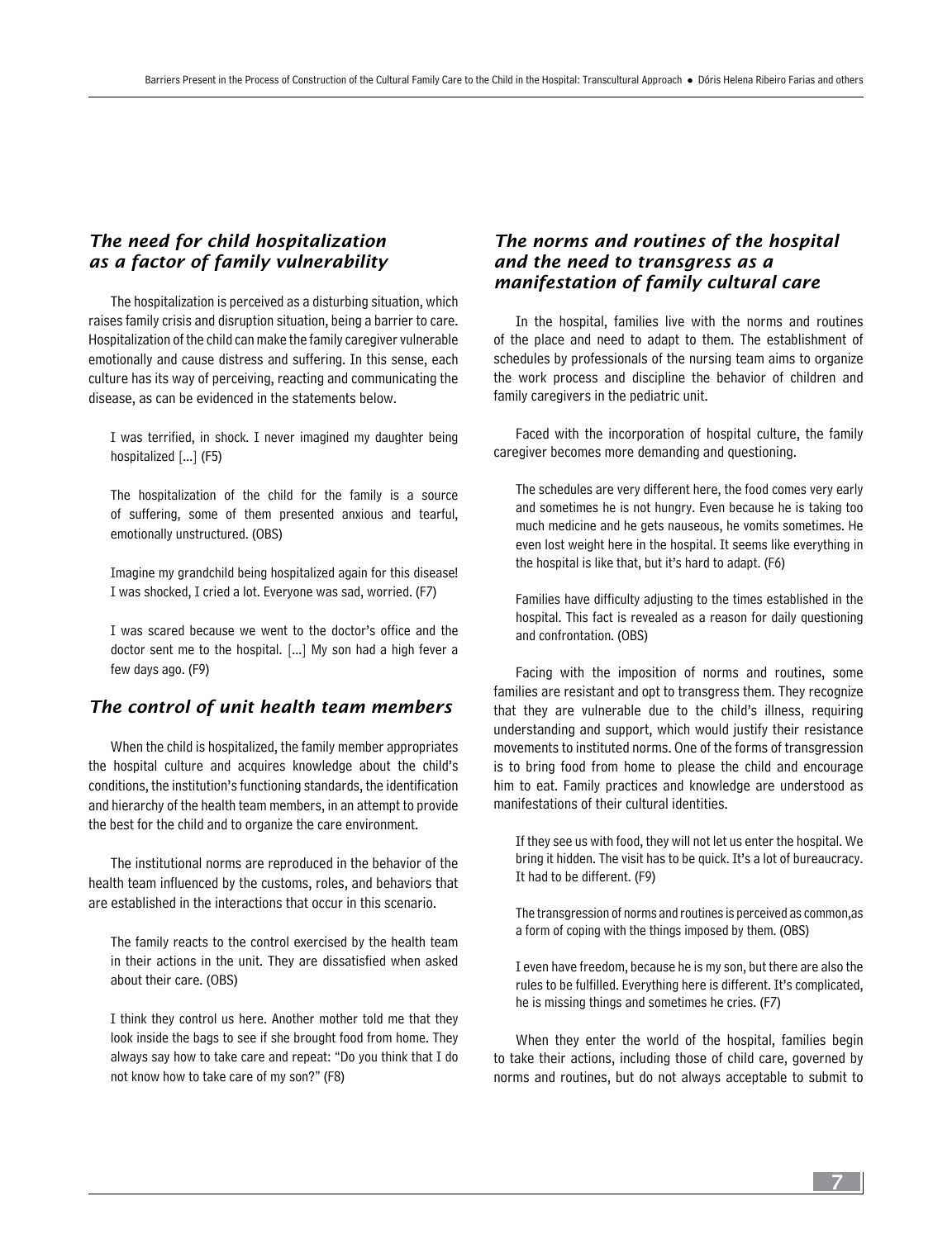### *The need for child hospitalization as a factor of family vulnerability*

The hospitalization is perceived as a disturbing situation, which raises family crisis and disruption situation, being a barrier to care. Hospitalization of the child can make the family caregiver vulnerable emotionally and cause distress and suffering. In this sense, each culture has its way of perceiving, reacting and communicating the disease, as can be evidenced in the statements below.

> I was terrified, in shock. I never imagined my daughter being hospitalized [...] (F5)

> The hospitalization of the child for the family is a source of suffering, some of them presented anxious and tearful, emotionally unstructured. (OBS)

> Imagine my grandchild being hospitalized again for this disease! I was shocked, I cried a lot. Everyone was sad, worried. (F7)

> I was scared because we went to the doctor's office and the doctor sent me to the hospital. [...] My son had a high fever a few days ago. (F9)

### *The control of unit health team members*

When the child is hospitalized, the family member appropriates the hospital culture and acquires knowledge about the child's conditions, the institution's functioning standards, the identification and hierarchy of the health team members, in an attempt to provide the best for the child and to organize the care environment.

The institutional norms are reproduced in the behavior of the health team influenced by the customs, roles, and behaviors that are established in the interactions that occur in this scenario.

> The family reacts to the control exercised by the health team in their actions in the unit. They are dissatisfied when asked about their care. (OBS)

> I think they control us here. Another mother told me that they look inside the bags to see if she brought food from home. They always say how to take care and repeat: "Do you think that I do not know how to take care of my son?" (F8)

### *The norms and routines of the hospital and the need to transgress as a manifestation of family cultural care*

In the hospital, families live with the norms and routines of the place and need to adapt to them. The establishment of schedules by professionals of the nursing team aims to organize the work process and discipline the behavior of children and family caregivers in the pediatric unit.

Faced with the incorporation of hospital culture, the family caregiver becomes more demanding and questioning.

> The schedules are very different here, the food comes very early and sometimes he is not hungry. Even because he is taking too much medicine and he gets nauseous, he vomits sometimes. He even lost weight here in the hospital. It seems like everything in the hospital is like that, but it's hard to adapt. (F6)

> Families have difficulty adjusting to the times established in the hospital. This fact is revealed as a reason for daily questioning and confrontation. (OBS)

Facing with the imposition of norms and routines, some families are resistant and opt to transgress them. They recognize that they are vulnerable due to the child's illness, requiring understanding and support, which would justify their resistance movements to instituted norms. One of the forms of transgression is to bring food from home to please the child and encourage him to eat. Family practices and knowledge are understood as manifestations of their cultural identities.

> If they see us with food, they will not let us enter the hospital. We bring it hidden. The visit has to be quick. It's a lot of bureaucracy. It had to be different. (F9)

> The transgression of norms and routines is perceived as common,as a form of coping with the things imposed by them. (OBS)

> I even have freedom, because he is my son, but there are also the rules to be fulfilled. Everything here is different. It's complicated, he is missing things and sometimes he cries. (F7)

When they enter the world of the hospital, families begin to take their actions, including those of child care, governed by norms and routines, but do not always acceptable to submit to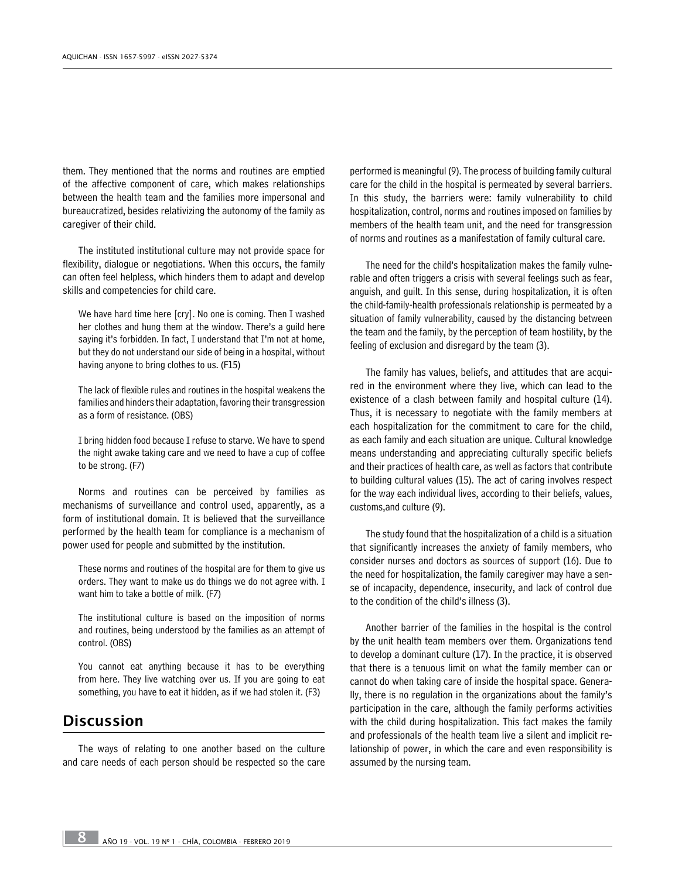them. They mentioned that the norms and routines are emptied of the affective component of care, which makes relationships between the health team and the families more impersonal and bureaucratized, besides relativizing the autonomy of the family as caregiver of their child.

The instituted institutional culture may not provide space for flexibility, dialogue or negotiations. When this occurs, the family can often feel helpless, which hinders them to adapt and develop skills and competencies for child care.

> We have hard time here [cry]. No one is coming. Then I washed her clothes and hung them at the window. There's a guild here saying it's forbidden. In fact, I understand that I'm not at home, but they do not understand our side of being in a hospital, without having anyone to bring clothes to us. (F15)

> The lack of flexible rules and routines in the hospital weakens the families and hinders their adaptation, favoring their transgression as a form of resistance. (OBS)

> I bring hidden food because I refuse to starve. We have to spend the night awake taking care and we need to have a cup of coffee to be strong. (F7)

Norms and routines can be perceived by families as mechanisms of surveillance and control used, apparently, as a form of institutional domain. It is believed that the surveillance performed by the health team for compliance is a mechanism of power used for people and submitted by the institution.

> These norms and routines of the hospital are for them to give us orders. They want to make us do things we do not agree with. I want him to take a bottle of milk. (F7)

> The institutional culture is based on the imposition of norms and routines, being understood by the families as an attempt of control. (OBS)

> You cannot eat anything because it has to be everything from here. They live watching over us. If you are going to eat something, you have to eat it hidden, as if we had stolen it. (F3)

## Discussion

The ways of relating to one another based on the culture and care needs of each person should be respected so the care performed is meaningful (9). The process of building family cultural care for the child in the hospital is permeated by several barriers. In this study, the barriers were: family vulnerability to child hospitalization, control, norms and routines imposed on families by members of the health team unit, and the need for transgression of norms and routines as a manifestation of family cultural care.

The need for the child's hospitalization makes the family vulnerable and often triggers a crisis with several feelings such as fear, anguish, and guilt. In this sense, during hospitalization, it is often the child-family-health professionals relationship is permeated by a situation of family vulnerability, caused by the distancing between the team and the family, by the perception of team hostility, by the feeling of exclusion and disregard by the team (3).

The family has values, beliefs, and attitudes that are acquired in the environment where they live, which can lead to the existence of a clash between family and hospital culture (14). Thus, it is necessary to negotiate with the family members at each hospitalization for the commitment to care for the child, as each family and each situation are unique. Cultural knowledge means understanding and appreciating culturally specific beliefs and their practices of health care, as well as factors that contribute to building cultural values (15). The act of caring involves respect for the way each individual lives, according to their beliefs, values, customs,and culture (9).

The study found that the hospitalization of a child is a situation that significantly increases the anxiety of family members, who consider nurses and doctors as sources of support (16). Due to the need for hospitalization, the family caregiver may have a sense of incapacity, dependence, insecurity, and lack of control due to the condition of the child's illness (3).

Another barrier of the families in the hospital is the control by the unit health team members over them. Organizations tend to develop a dominant culture (17). In the practice, it is observed that there is a tenuous limit on what the family member can or cannot do when taking care of inside the hospital space. Generally, there is no regulation in the organizations about the family's participation in the care, although the family performs activities with the child during hospitalization. This fact makes the family and professionals of the health team live a silent and implicit relationship of power, in which the care and even responsibility is assumed by the nursing team.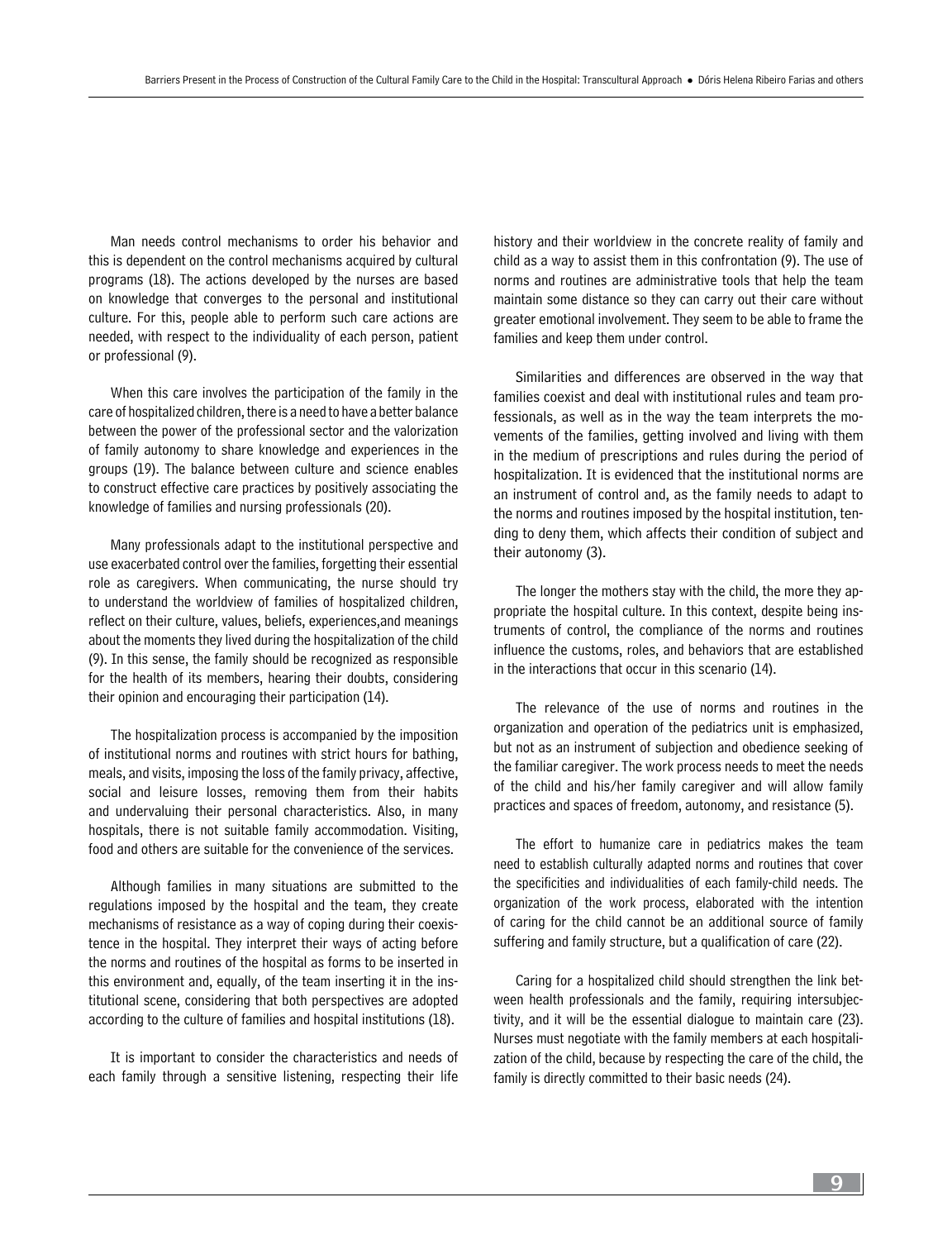Man needs control mechanisms to order his behavior and this is dependent on the control mechanisms acquired by cultural programs (18). The actions developed by the nurses are based on knowledge that converges to the personal and institutional culture. For this, people able to perform such care actions are needed, with respect to the individuality of each person, patient or professional (9).

When this care involves the participation of the family in the care of hospitalized children, there is a need to have a better balance between the power of the professional sector and the valorization of family autonomy to share knowledge and experiences in the groups (19). The balance between culture and science enables to construct effective care practices by positively associating the knowledge of families and nursing professionals (20).

Many professionals adapt to the institutional perspective and use exacerbated control over the families, forgetting their essential role as caregivers. When communicating, the nurse should try to understand the worldview of families of hospitalized children, reflect on their culture, values, beliefs, experiences,and meanings about the moments they lived during the hospitalization of the child (9). In this sense, the family should be recognized as responsible for the health of its members, hearing their doubts, considering their opinion and encouraging their participation (14).

The hospitalization process is accompanied by the imposition of institutional norms and routines with strict hours for bathing, meals, and visits, imposing the loss of the family privacy, affective, social and leisure losses, removing them from their habits and undervaluing their personal characteristics. Also, in many hospitals, there is not suitable family accommodation. Visiting, food and others are suitable for the convenience of the services.

Although families in many situations are submitted to the regulations imposed by the hospital and the team, they create mechanisms of resistance as a way of coping during their coexistence in the hospital. They interpret their ways of acting before the norms and routines of the hospital as forms to be inserted in this environment and, equally, of the team inserting it in the institutional scene, considering that both perspectives are adopted according to the culture of families and hospital institutions (18).

It is important to consider the characteristics and needs of each family through a sensitive listening, respecting their life history and their worldview in the concrete reality of family and child as a way to assist them in this confrontation (9). The use of norms and routines are administrative tools that help the team maintain some distance so they can carry out their care without greater emotional involvement. They seem to be able to frame the families and keep them under control.

Similarities and differences are observed in the way that families coexist and deal with institutional rules and team professionals, as well as in the way the team interprets the movements of the families, getting involved and living with them in the medium of prescriptions and rules during the period of hospitalization. It is evidenced that the institutional norms are an instrument of control and, as the family needs to adapt to the norms and routines imposed by the hospital institution, tending to deny them, which affects their condition of subject and their autonomy (3).

The longer the mothers stay with the child, the more they appropriate the hospital culture. In this context, despite being instruments of control, the compliance of the norms and routines influence the customs, roles, and behaviors that are established in the interactions that occur in this scenario (14).

The relevance of the use of norms and routines in the organization and operation of the pediatrics unit is emphasized, but not as an instrument of subjection and obedience seeking of the familiar caregiver. The work process needs to meet the needs of the child and his/her family caregiver and will allow family practices and spaces of freedom, autonomy, and resistance (5).

The effort to humanize care in pediatrics makes the team need to establish culturally adapted norms and routines that cover the specificities and individualities of each family-child needs. The organization of the work process, elaborated with the intention of caring for the child cannot be an additional source of family suffering and family structure, but a qualification of care (22).

Caring for a hospitalized child should strengthen the link between health professionals and the family, requiring intersubjectivity, and it will be the essential dialogue to maintain care (23). Nurses must negotiate with the family members at each hospitalization of the child, because by respecting the care of the child, the family is directly committed to their basic needs (24).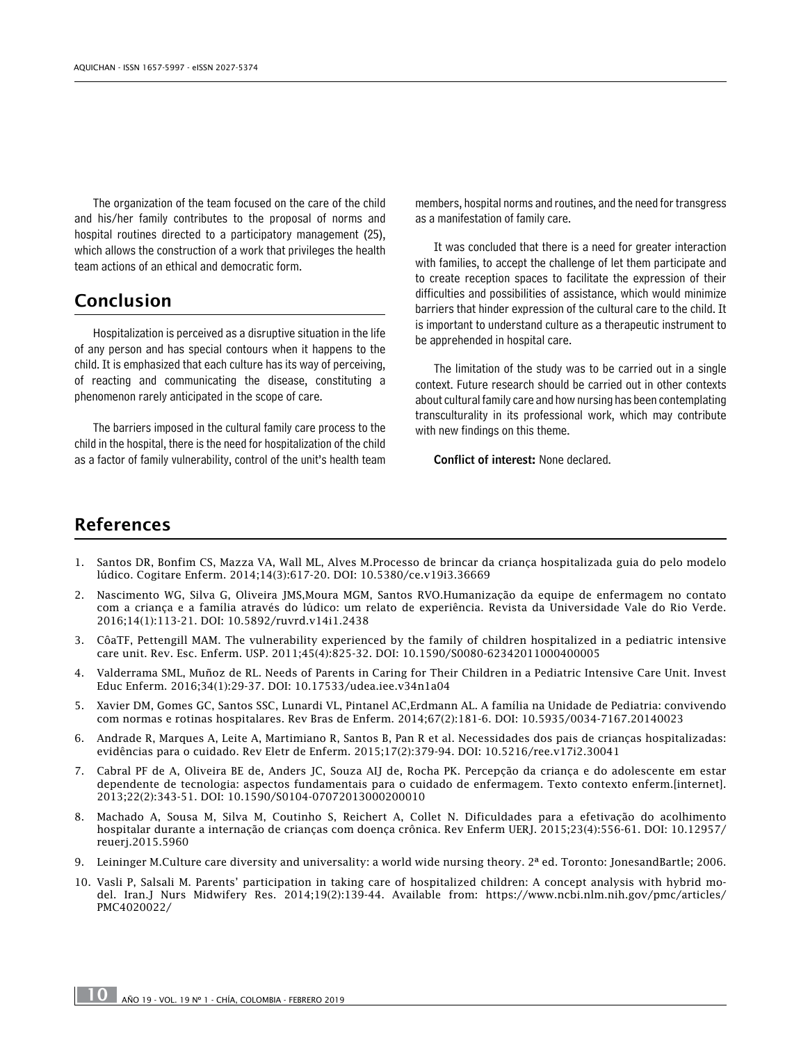The organization of the team focused on the care of the child and his/her family contributes to the proposal of norms and hospital routines directed to a participatory management (25), which allows the construction of a work that privileges the health team actions of an ethical and democratic form.

## Conclusion

Hospitalization is perceived as a disruptive situation in the life of any person and has special contours when it happens to the child. It is emphasized that each culture has its way of perceiving, of reacting and communicating the disease, constituting a phenomenon rarely anticipated in the scope of care.

The barriers imposed in the cultural family care process to the child in the hospital, there is the need for hospitalization of the child as a factor of family vulnerability, control of the unit's health team members, hospital norms and routines, and the need for transgress as a manifestation of family care.

It was concluded that there is a need for greater interaction with families, to accept the challenge of let them participate and to create reception spaces to facilitate the expression of their difficulties and possibilities of assistance, which would minimize barriers that hinder expression of the cultural care to the child. It is important to understand culture as a therapeutic instrument to be apprehended in hospital care.

The limitation of the study was to be carried out in a single context. Future research should be carried out in other contexts about cultural family care and how nursing has been contemplating transculturality in its professional work, which may contribute with new findings on this theme.

**Conflict of interest:** None declared.

## References

1. Santos DR, Bonfim CS, Mazza VA, Wall ML, Alves M.Processo de brincar da criança hospitalizada guia do pelo modelo lúdico. Cogitare Enferm. 2014;14(3):617-20. DOI: 10.5380/ce.v19i3.36669
2. Nascimento WG, Silva G, Oliveira JMS,Moura MGM, Santos RVO.Humanização da equipe de enfermagem no contato com a criança e a família através do lúdico: um relato de experiência. Revista da Universidade Vale do Rio Verde. 2016;14(1):113-21. DOI: 10.5892/ruvrd.v14i1.2438
3. CôaTF, Pettengill MAM. The vulnerability experienced by the family of children hospitalized in a pediatric intensive care unit. Rev. Esc. Enferm. USP. 2011;45(4):825-32. DOI: 10.1590/S0080-62342011000400005
4. Valderrama SML, Muñoz de RL. Needs of Parents in Caring for Their Children in a Pediatric Intensive Care Unit. Invest Educ Enferm. 2016;34(1):29-37. DOI: 10.17533/udea.iee.v34n1a04
5. Xavier DM, Gomes GC, Santos SSC, Lunardi VL, Pintanel AC,Erdmann AL. A família na Unidade de Pediatria: convivendo com normas e rotinas hospitalares. Rev Bras de Enferm. 2014;67(2):181-6. DOI: 10.5935/0034-7167.20140023
6. Andrade R, Marques A, Leite A, Martimiano R, Santos B, Pan R et al. Necessidades dos pais de crianças hospitalizadas: evidências para o cuidado. Rev Eletr de Enferm. 2015;17(2):379-94. DOI: 10.5216/ree.v17i2.30041
7. Cabral PF de A, Oliveira BE de, Anders JC, Souza AIJ de, Rocha PK. Percepção da criança e do adolescente em estar dependente de tecnologia: aspectos fundamentais para o cuidado de enfermagem. Texto contexto enferm.[internet]. 2013;22(2):343-51. DOI: 10.1590/S0104-07072013000200010
8. Machado A, Sousa M, Silva M, Coutinho S, Reichert A, Collet N. Dificuldades para a efetivação do acolhimento hospitalar durante a internação de crianças com doença crônica. Rev Enferm UERJ. 2015;23(4):556-61. DOI: 10.12957/reuerj.2015.5960
9. Leininger M.Culture care diversity and universality: a world wide nursing theory. 2ª ed. Toronto: JonesandBartle; 2006.
10. Vasli P, Salsali M. Parents' participation in taking care of hospitalized children: A concept analysis with hybrid model. Iran.J Nurs Midwifery Res. 2014;19(2):139-44. Available from: https://www.ncbi.nlm.nih.gov/pmc/articles/PMC4020022/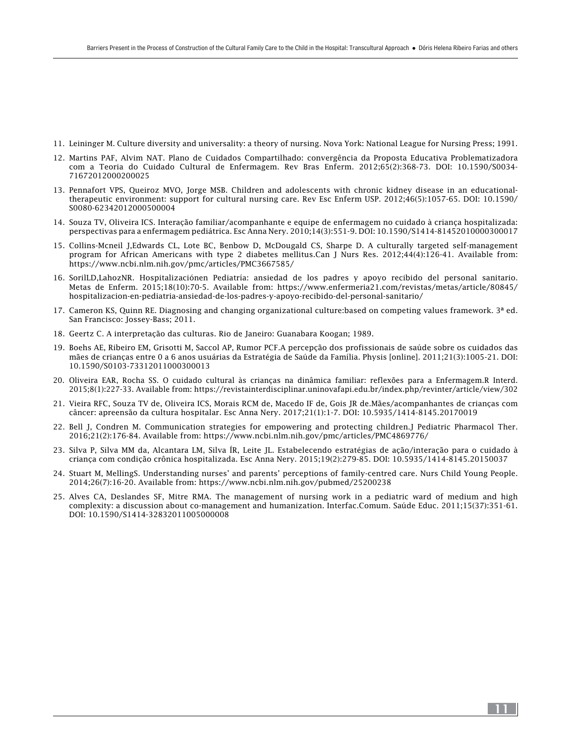11. Leininger M. Culture diversity and universality: a theory of nursing. Nova York: National League for Nursing Press; 1991.

12. Martins PAF, Alvim NAT. Plano de Cuidados Compartilhado: convergência da Proposta Educativa Problematizadora com a Teoria do Cuidado Cultural de Enfermagem. Rev Bras Enferm. 2012;65(2):368-73. DOI: 10.1590/S0034-71672012000200025

13. Pennafort VPS, Queiroz MVO, Jorge MSB. Children and adolescents with chronic kidney disease in an educational-therapeutic environment: support for cultural nursing care. Rev Esc Enferm USP. 2012;46(5):1057-65. DOI: 10.1590/S0080-62342012000500004

14. Souza TV, Oliveira ICS. Interação familiar/acompanhante e equipe de enfermagem no cuidado à criança hospitalizada: perspectivas para a enfermagem pediátrica. Esc Anna Nery. 2010;14(3):551-9. DOI: 10.1590/S1414-81452010000300017

15. Collins-Mcneil J,Edwards CL, Lote BC, Benbow D, McDougald CS, Sharpe D. A culturally targeted self-management program for African Americans with type 2 diabetes mellitus.Can J Nurs Res. 2012;44(4):126-41. Available from: https://www.ncbi.nlm.nih.gov/pmc/articles/PMC3667585/

16. SorilLD,LahozNR. Hospitalizaciónen Pediatría: ansiedad de los padres y apoyo recibido del personal sanitario. Metas de Enferm. 2015;18(10):70-5. Available from: https://www.enfermeria21.com/revistas/metas/article/80845/hospitalizacion-en-pediatria-ansiedad-de-los-padres-y-apoyo-recibido-del-personal-sanitario/

17. Cameron KS, Quinn RE. Diagnosing and changing organizational culture:based on competing values framework. 3ª ed. San Francisco: Jossey-Bass; 2011.

18. Geertz C. A interpretação das culturas. Rio de Janeiro: Guanabara Koogan; 1989.

19. Boehs AE, Ribeiro EM, Grisotti M, Saccol AP, Rumor PCF.A percepção dos profissionais de saúde sobre os cuidados das mães de crianças entre 0 a 6 anos usuárias da Estratégia de Saúde da Família. Physis [online]. 2011;21(3):1005-21. DOI: 10.1590/S0103-73312011000300013

20. Oliveira EAR, Rocha SS. O cuidado cultural às crianças na dinâmica familiar: reflexões para a Enfermagem.R Interd. 2015;8(1):227-33. Available from: https://revistainterdisciplinar.uninovafapi.edu.br/index.php/revinter/article/view/302

21. Vieira RFC, Souza TV de, Oliveira ICS, Morais RCM de, Macedo IF de, Gois JR de.Mães/acompanhantes de crianças com câncer: apreensão da cultura hospitalar. Esc Anna Nery. 2017;21(1):1-7. DOI: 10.5935/1414-8145.20170019

22. Bell J, Condren M. Communication strategies for empowering and protecting children.J Pediatric Pharmacol Ther. 2016;21(2):176-84. Available from: https://www.ncbi.nlm.nih.gov/pmc/articles/PMC4869776/

23. Silva P, Silva MM da, Alcantara LM, Silva ÍR, Leite JL. Estabelecendo estratégias de ação/interação para o cuidado à criança com condição crônica hospitalizada. Esc Anna Nery. 2015;19(2):279-85. DOI: 10.5935/1414-8145.20150037

24. Stuart M, MellingS. Understanding nurses' and parents' perceptions of family-centred care. Nurs Child Young People. 2014;26(7):16-20. Available from: https://www.ncbi.nlm.nih.gov/pubmed/25200238

25. Alves CA, Deslandes SF, Mitre RMA. The management of nursing work in a pediatric ward of medium and high complexity: a discussion about co-management and humanization. Interfac.Comum. Saúde Educ. 2011;15(37):351-61. DOI: 10.1590/S1414-32832011005000008